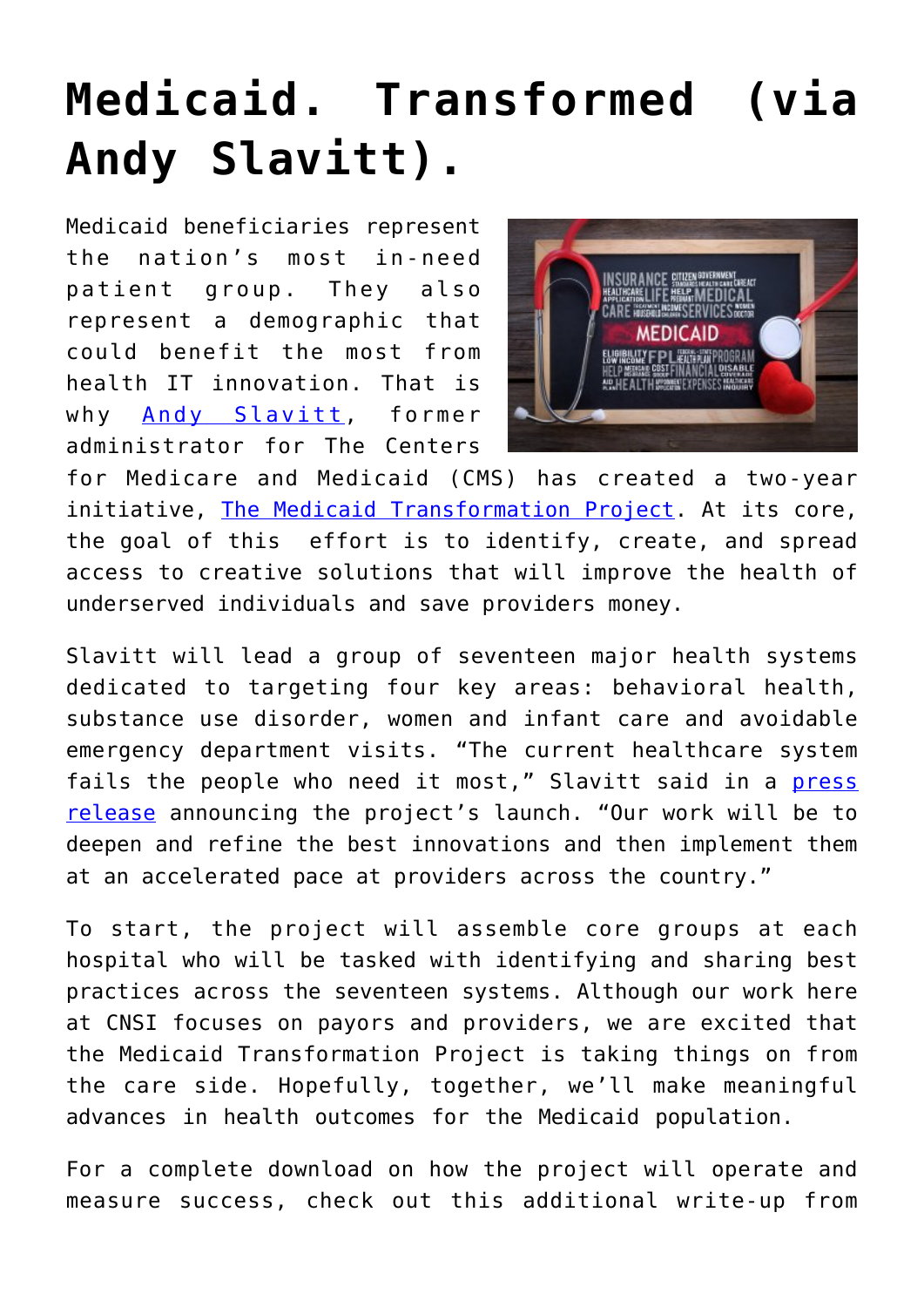# Medicaid. Transformed (via Andy Slavitt).

Medicaid beneficiaries represent the nation's most in-need patient group. They also represent a demographic that could benefit the most from health IT innovation. That is why [Andy Slavitt](), former administrator for The Centers for Medicare and Medicaid (CMS) has created a two-year initiative, [The Medicaid Transformation Project](). At its core, the goal of this effort is to identify, create, and spread access to creative solutions that will improve the health of underserved individuals and save providers money.

Slavitt will lead a group of seventeen major health systems dedicated to targeting four key areas: behavioral health, substance use disorder, women and infant care and avoidable emergency department visits. "The current healthcare system fails the people who need it most," Slavitt said in a [press release]() announcing the project's launch. "Our work will be to deepen and refine the best innovations and then implement them at an accelerated pace at providers across the country."

To start, the project will assemble core groups at each hospital who will be tasked with identifying and sharing best practices across the seventeen systems. Although our work here at CNSI focuses on payors and providers, we are excited that the Medicaid Transformation Project is taking things on from the care side. Hopefully, together, we'll make meaningful advances in health outcomes for the Medicaid population.

For a complete download on how the project will operate and measure success, check out this additional write-up from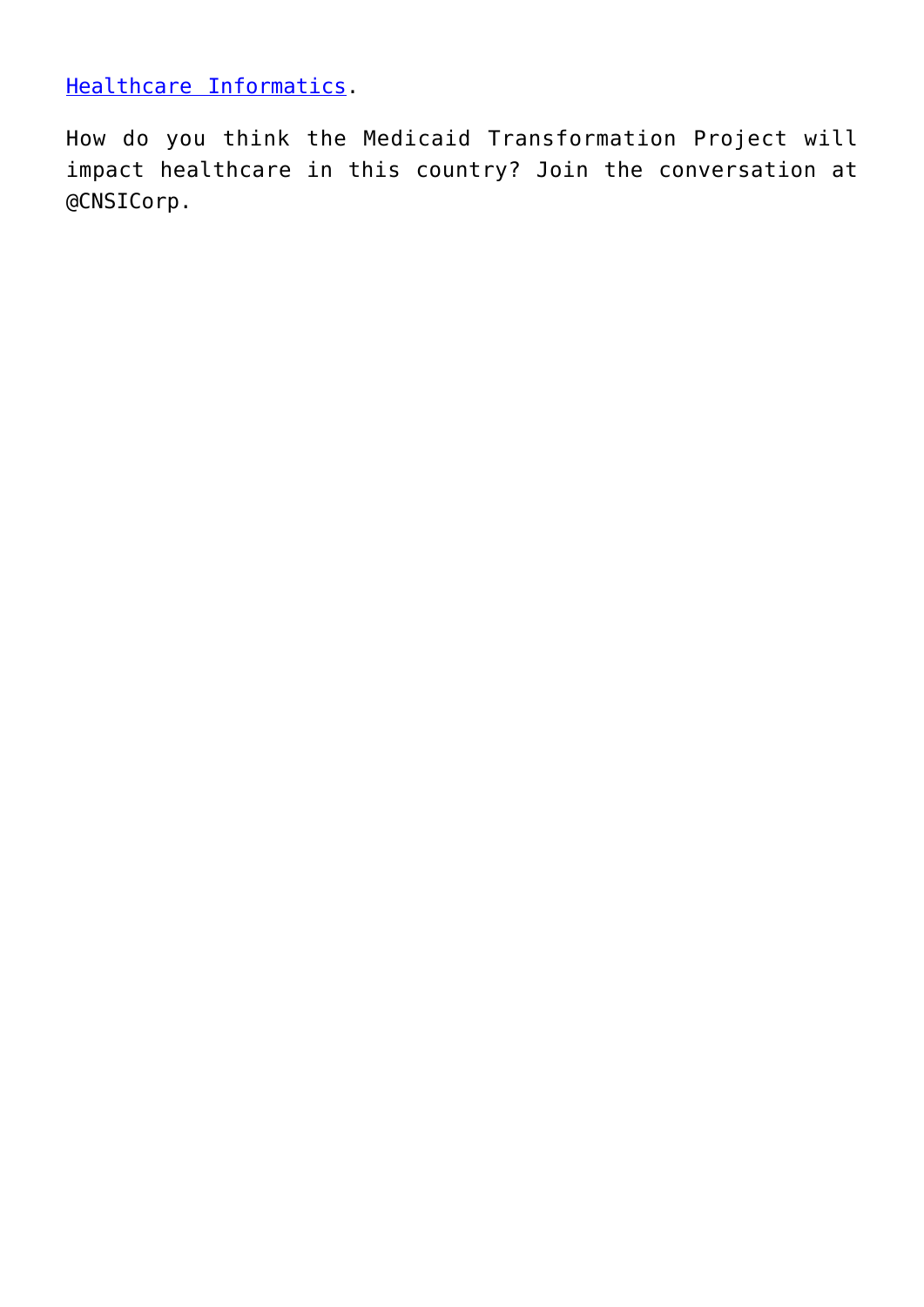Healthcare Informatics.

How do you think the Medicaid Transformation Project will impact healthcare in this country? Join the conversation at @CNSICorp.